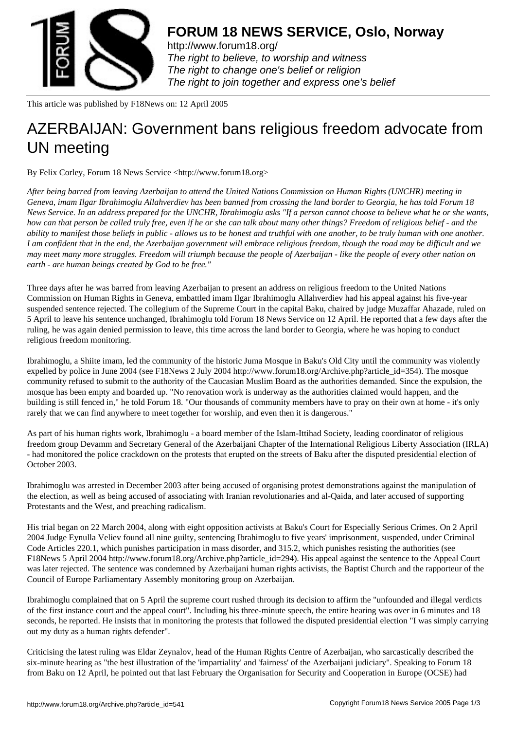# FORUM 18 NEWS SERVICE, Oslo, Norway

http://www.forum18.org/
*The right to believe, to worship and witness*
*The right to change one's belief or religion*
*The right to join together and express one's belief*

This article was published by F18News on: 12 April 2005

# AZERBAIJAN: Government bans religious freedom advocate from UN meeting

By Felix Corley, Forum 18 News Service <http://www.forum18.org>

*After being barred from leaving Azerbaijan to attend the United Nations Commission on Human Rights (UNCHR) meeting in Geneva, imam Ilgar Ibrahimoglu Allahverdiev has been banned from crossing the land border to Georgia, he has told Forum 18 News Service. In an address prepared for the UNCHR, Ibrahimoglu asks "If a person cannot choose to believe what he or she wants, how can that person be called truly free, even if he or she can talk about many other things? Freedom of religious belief - and the ability to manifest those beliefs in public - allows us to be honest and truthful with one another, to be truly human with one another. I am confident that in the end, the Azerbaijan government will embrace religious freedom, though the road may be difficult and we may meet many more struggles. Freedom will triumph because the people of Azerbaijan - like the people of every other nation on earth - are human beings created by God to be free."*

Three days after he was barred from leaving Azerbaijan to present an address on religious freedom to the United Nations Commission on Human Rights in Geneva, embattled imam Ilgar Ibrahimoglu Allahverdiev had his appeal against his five-year suspended sentence rejected. The collegium of the Supreme Court in the capital Baku, chaired by judge Muzaffar Ahazade, ruled on 5 April to leave his sentence unchanged, Ibrahimoglu told Forum 18 News Service on 12 April. He reported that a few days after the ruling, he was again denied permission to leave, this time across the land border to Georgia, where he was hoping to conduct religious freedom monitoring.

Ibrahimoglu, a Shiite imam, led the community of the historic Juma Mosque in Baku's Old City until the community was violently expelled by police in June 2004 (see F18News 2 July 2004 http://www.forum18.org/Archive.php?article_id=354). The mosque community refused to submit to the authority of the Caucasian Muslim Board as the authorities demanded. Since the expulsion, the mosque has been empty and boarded up. "No renovation work is underway as the authorities claimed would happen, and the building is still fenced in," he told Forum 18. "Our thousands of community members have to pray on their own at home - it's only rarely that we can find anywhere to meet together for worship, and even then it is dangerous."

As part of his human rights work, Ibrahimoglu - a board member of the Islam-Ittihad Society, leading coordinator of religious freedom group Devamm and Secretary General of the Azerbaijani Chapter of the International Religious Liberty Association (IRLA) - had monitored the police crackdown on the protests that erupted on the streets of Baku after the disputed presidential election of October 2003.

Ibrahimoglu was arrested in December 2003 after being accused of organising protest demonstrations against the manipulation of the election, as well as being accused of associating with Iranian revolutionaries and al-Qaida, and later accused of supporting Protestants and the West, and preaching radicalism.

His trial began on 22 March 2004, along with eight opposition activists at Baku's Court for Especially Serious Crimes. On 2 April 2004 Judge Eynulla Veliev found all nine guilty, sentencing Ibrahimoglu to five years' imprisonment, suspended, under Criminal Code Articles 220.1, which punishes participation in mass disorder, and 315.2, which punishes resisting the authorities (see F18News 5 April 2004 http://www.forum18.org/Archive.php?article_id=294). His appeal against the sentence to the Appeal Court was later rejected. The sentence was condemned by Azerbaijani human rights activists, the Baptist Church and the rapporteur of the Council of Europe Parliamentary Assembly monitoring group on Azerbaijan.

Ibrahimoglu complained that on 5 April the supreme court rushed through its decision to affirm the "unfounded and illegal verdicts of the first instance court and the appeal court". Including his three-minute speech, the entire hearing was over in 6 minutes and 18 seconds, he reported. He insists that in monitoring the protests that followed the disputed presidential election "I was simply carrying out my duty as a human rights defender".

Criticising the latest ruling was Eldar Zeynalov, head of the Human Rights Centre of Azerbaijan, who sarcastically described the six-minute hearing as "the best illustration of the 'impartiality' and 'fairness' of the Azerbaijani judiciary". Speaking to Forum 18 from Baku on 12 April, he pointed out that last February the Organisation for Security and Cooperation in Europe (OCSE) had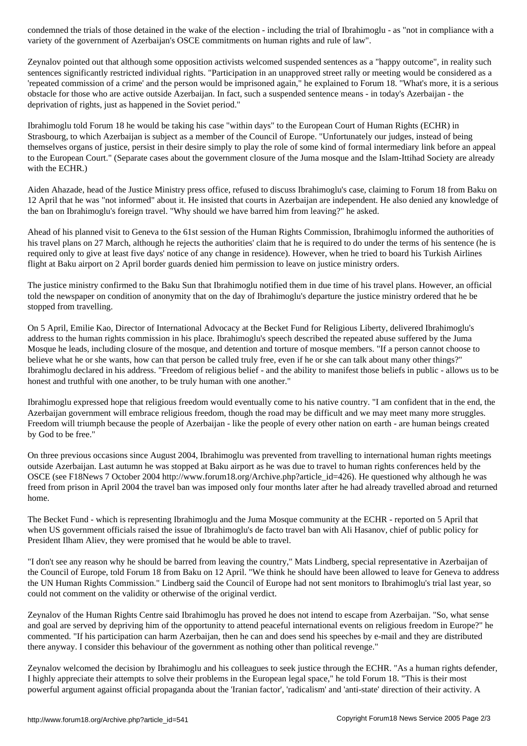condemned the trials of those detained in the wake of the election - including the trial of Ibrahimoglu - as "not in compliance with a variety of the government of Azerbaijan's OSCE commitments on human rights and rule of law".

Zeynalov pointed out that although some opposition activists welcomed suspended sentences as a "happy outcome", in reality such sentences significantly restricted individual rights. "Participation in an unapproved street rally or meeting would be considered as a 'repeated commission of a crime' and the person would be imprisoned again," he explained to Forum 18. "What's more, it is a serious obstacle for those who are active outside Azerbaijan. In fact, such a suspended sentence means - in today's Azerbaijan - the deprivation of rights, just as happened in the Soviet period."

Ibrahimoglu told Forum 18 he would be taking his case "within days" to the European Court of Human Rights (ECHR) in Strasbourg, to which Azerbaijan is subject as a member of the Council of Europe. "Unfortunately our judges, instead of being themselves organs of justice, persist in their desire simply to play the role of some kind of formal intermediary link before an appeal to the European Court." (Separate cases about the government closure of the Juma mosque and the Islam-Ittihad Society are already with the ECHR.)

Aiden Ahazade, head of the Justice Ministry press office, refused to discuss Ibrahimoglu's case, claiming to Forum 18 from Baku on 12 April that he was "not informed" about it. He insisted that courts in Azerbaijan are independent. He also denied any knowledge of the ban on Ibrahimoglu's foreign travel. "Why should we have barred him from leaving?" he asked.

Ahead of his planned visit to Geneva to the 61st session of the Human Rights Commission, Ibrahimoglu informed the authorities of his travel plans on 27 March, although he rejects the authorities' claim that he is required to do under the terms of his sentence (he is required only to give at least five days' notice of any change in residence). However, when he tried to board his Turkish Airlines flight at Baku airport on 2 April border guards denied him permission to leave on justice ministry orders.

The justice ministry confirmed to the Baku Sun that Ibrahimoglu notified them in due time of his travel plans. However, an official told the newspaper on condition of anonymity that on the day of Ibrahimoglu's departure the justice ministry ordered that he be stopped from travelling.

On 5 April, Emilie Kao, Director of International Advocacy at the Becket Fund for Religious Liberty, delivered Ibrahimoglu's address to the human rights commission in his place. Ibrahimoglu's speech described the repeated abuse suffered by the Juma Mosque he leads, including closure of the mosque, and detention and torture of mosque members. "If a person cannot choose to believe what he or she wants, how can that person be called truly free, even if he or she can talk about many other things?" Ibrahimoglu declared in his address. "Freedom of religious belief - and the ability to manifest those beliefs in public - allows us to be honest and truthful with one another, to be truly human with one another."

Ibrahimoglu expressed hope that religious freedom would eventually come to his native country. "I am confident that in the end, the Azerbaijan government will embrace religious freedom, though the road may be difficult and we may meet many more struggles. Freedom will triumph because the people of Azerbaijan - like the people of every other nation on earth - are human beings created by God to be free."

On three previous occasions since August 2004, Ibrahimoglu was prevented from travelling to international human rights meetings outside Azerbaijan. Last autumn he was stopped at Baku airport as he was due to travel to human rights conferences held by the OSCE (see F18News 7 October 2004 http://www.forum18.org/Archive.php?article_id=426). He questioned why although he was freed from prison in April 2004 the travel ban was imposed only four months later after he had already travelled abroad and returned home.

The Becket Fund - which is representing Ibrahimoglu and the Juma Mosque community at the ECHR - reported on 5 April that when US government officials raised the issue of Ibrahimoglu's de facto travel ban with Ali Hasanov, chief of public policy for President Ilham Aliev, they were promised that he would be able to travel.

"I don't see any reason why he should be barred from leaving the country," Mats Lindberg, special representative in Azerbaijan of the Council of Europe, told Forum 18 from Baku on 12 April. "We think he should have been allowed to leave for Geneva to address the UN Human Rights Commission." Lindberg said the Council of Europe had not sent monitors to Ibrahimoglu's trial last year, so could not comment on the validity or otherwise of the original verdict.

Zeynalov of the Human Rights Centre said Ibrahimoglu has proved he does not intend to escape from Azerbaijan. "So, what sense and goal are served by depriving him of the opportunity to attend peaceful international events on religious freedom in Europe?" he commented. "If his participation can harm Azerbaijan, then he can and does send his speeches by e-mail and they are distributed there anyway. I consider this behaviour of the government as nothing other than political revenge."

Zeynalov welcomed the decision by Ibrahimoglu and his colleagues to seek justice through the ECHR. "As a human rights defender, I highly appreciate their attempts to solve their problems in the European legal space," he told Forum 18. "This is their most powerful argument against official propaganda about the 'Iranian factor', 'radicalism' and 'anti-state' direction of their activity. A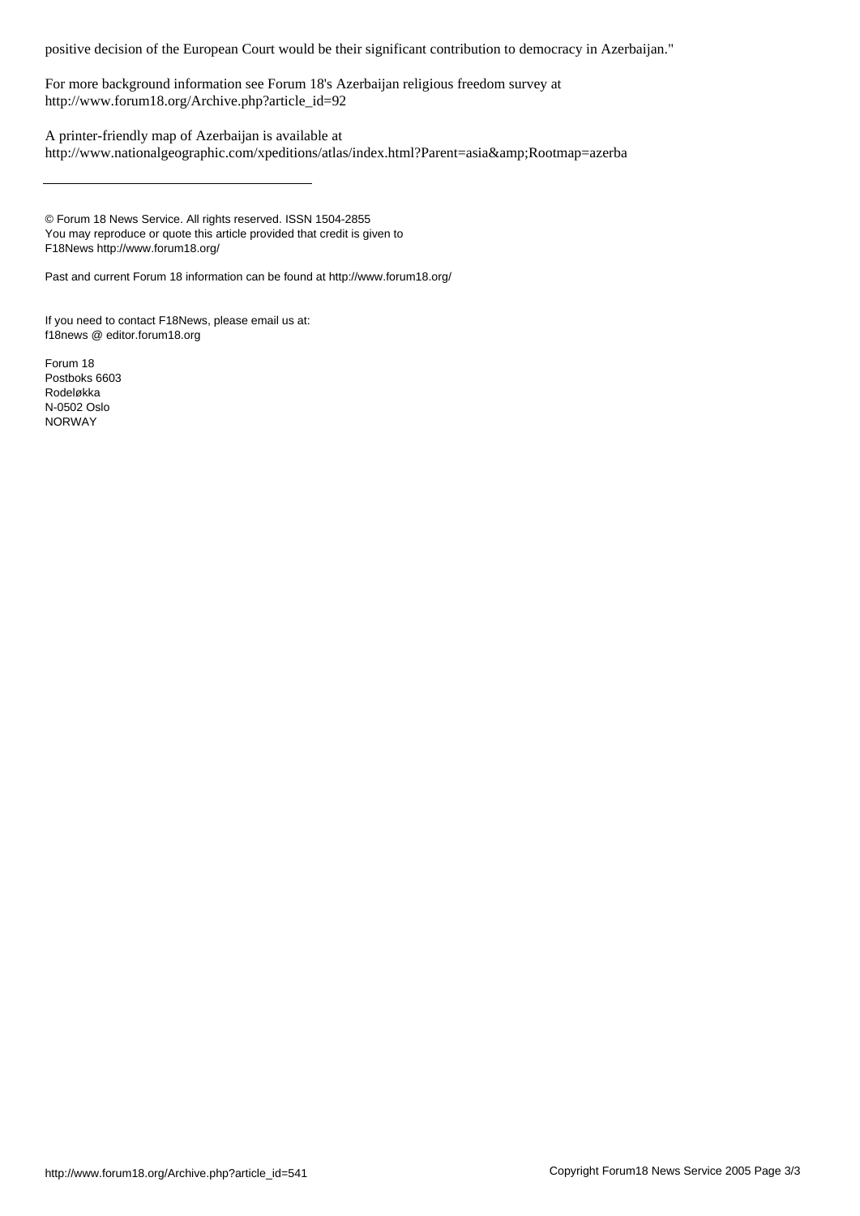positive decision of the European Court would be their significant contribution to democracy in Azerbaijan."

For more background information see Forum 18's Azerbaijan religious freedom survey at http://www.forum18.org/Archive.php?article_id=92

A printer-friendly map of Azerbaijan is available at http://www.nationalgeographic.com/xpeditions/atlas/index.html?Parent=asia&amp;Rootmap=azerba

---

© Forum 18 News Service. All rights reserved. ISSN 1504-2855
You may reproduce or quote this article provided that credit is given to F18News http://www.forum18.org/

Past and current Forum 18 information can be found at http://www.forum18.org/

If you need to contact F18News, please email us at:
f18news @ editor.forum18.org

Forum 18
Postboks 6603
Rodeløkka
N-0502 Oslo
NORWAY